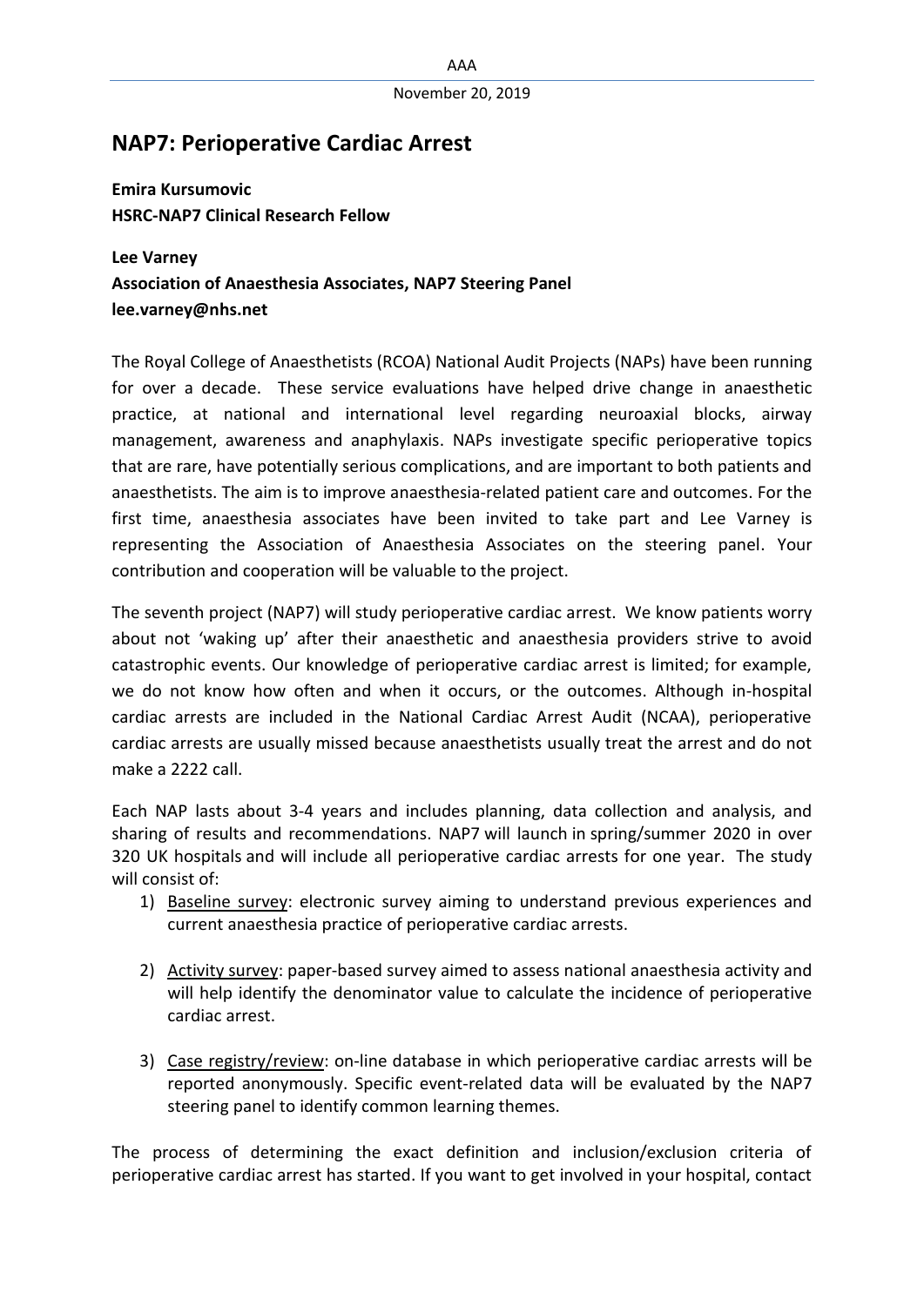# NAP7: Perioperative Cardiac Arrest

**Emira Kursumovic**
**HSRC-NAP7 Clinical Research Fellow**

**Lee Varney**
**Association of Anaesthesia Associates, NAP7 Steering Panel**
**lee.varney@nhs.net**

The Royal College of Anaesthetists (RCOA) National Audit Projects (NAPs) have been running for over a decade. These service evaluations have helped drive change in anaesthetic practice, at national and international level regarding neuroaxial blocks, airway management, awareness and anaphylaxis. NAPs investigate specific perioperative topics that are rare, have potentially serious complications, and are important to both patients and anaesthetists. The aim is to improve anaesthesia-related patient care and outcomes. For the first time, anaesthesia associates have been invited to take part and Lee Varney is representing the Association of Anaesthesia Associates on the steering panel. Your contribution and cooperation will be valuable to the project.

The seventh project (NAP7) will study perioperative cardiac arrest. We know patients worry about not 'waking up' after their anaesthetic and anaesthesia providers strive to avoid catastrophic events. Our knowledge of perioperative cardiac arrest is limited; for example, we do not know how often and when it occurs, or the outcomes. Although in-hospital cardiac arrests are included in the National Cardiac Arrest Audit (NCAA), perioperative cardiac arrests are usually missed because anaesthetists usually treat the arrest and do not make a 2222 call.

Each NAP lasts about 3-4 years and includes planning, data collection and analysis, and sharing of results and recommendations. NAP7 will launch in spring/summer 2020 in over 320 UK hospitals and will include all perioperative cardiac arrests for one year. The study will consist of:

1) Baseline survey: electronic survey aiming to understand previous experiences and current anaesthesia practice of perioperative cardiac arrests.

2) Activity survey: paper-based survey aimed to assess national anaesthesia activity and will help identify the denominator value to calculate the incidence of perioperative cardiac arrest.

3) Case registry/review: on-line database in which perioperative cardiac arrests will be reported anonymously. Specific event-related data will be evaluated by the NAP7 steering panel to identify common learning themes.

The process of determining the exact definition and inclusion/exclusion criteria of perioperative cardiac arrest has started. If you want to get involved in your hospital, contact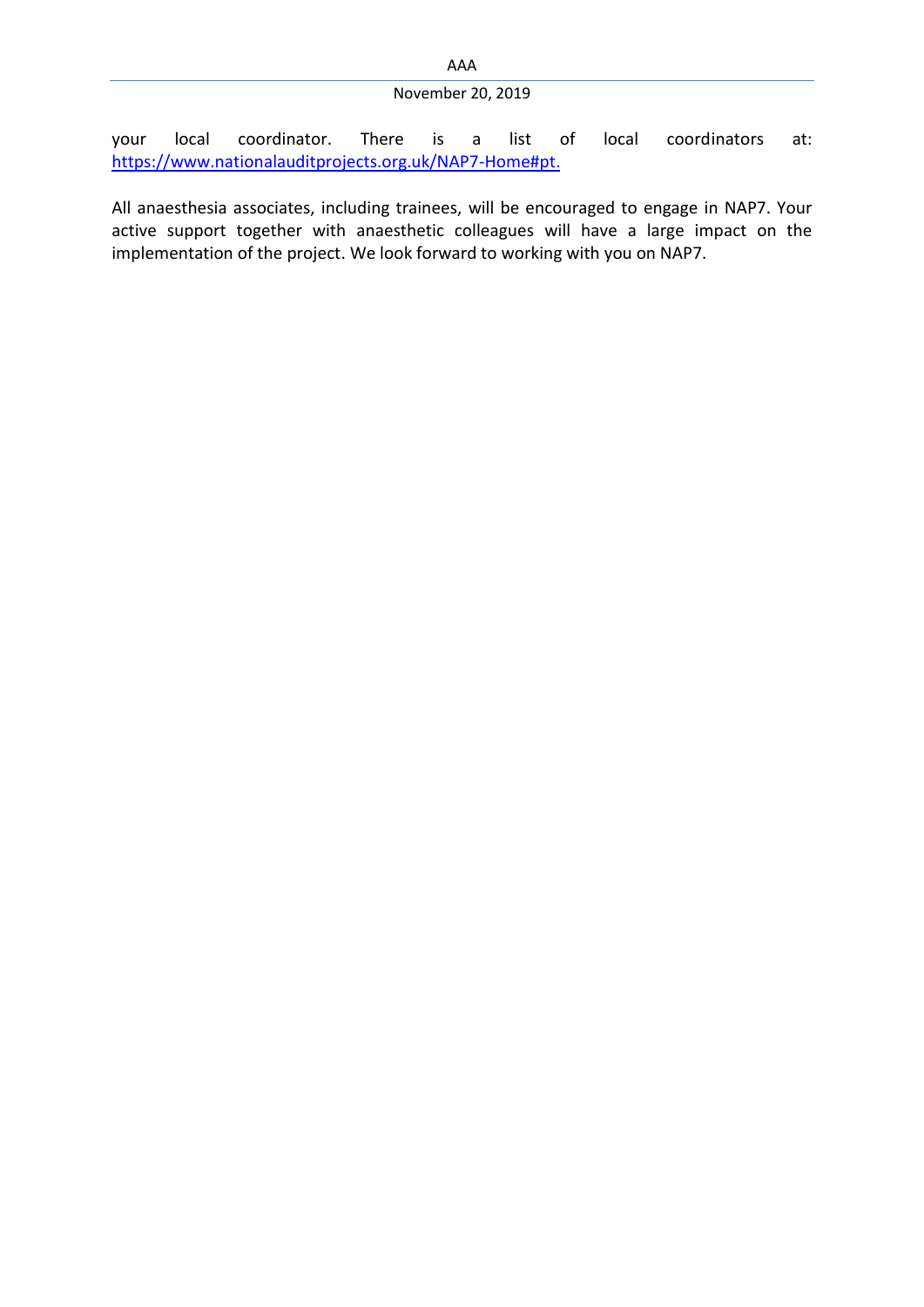your local coordinator. There is a list of local coordinators at: [https://www.nationalauditprojects.org.uk/NAP7-Home#pt.](https://www.nationalauditprojects.org.uk/NAP7-Home#pt)

All anaesthesia associates, including trainees, will be encouraged to engage in NAP7. Your active support together with anaesthetic colleagues will have a large impact on the implementation of the project. We look forward to working with you on NAP7.